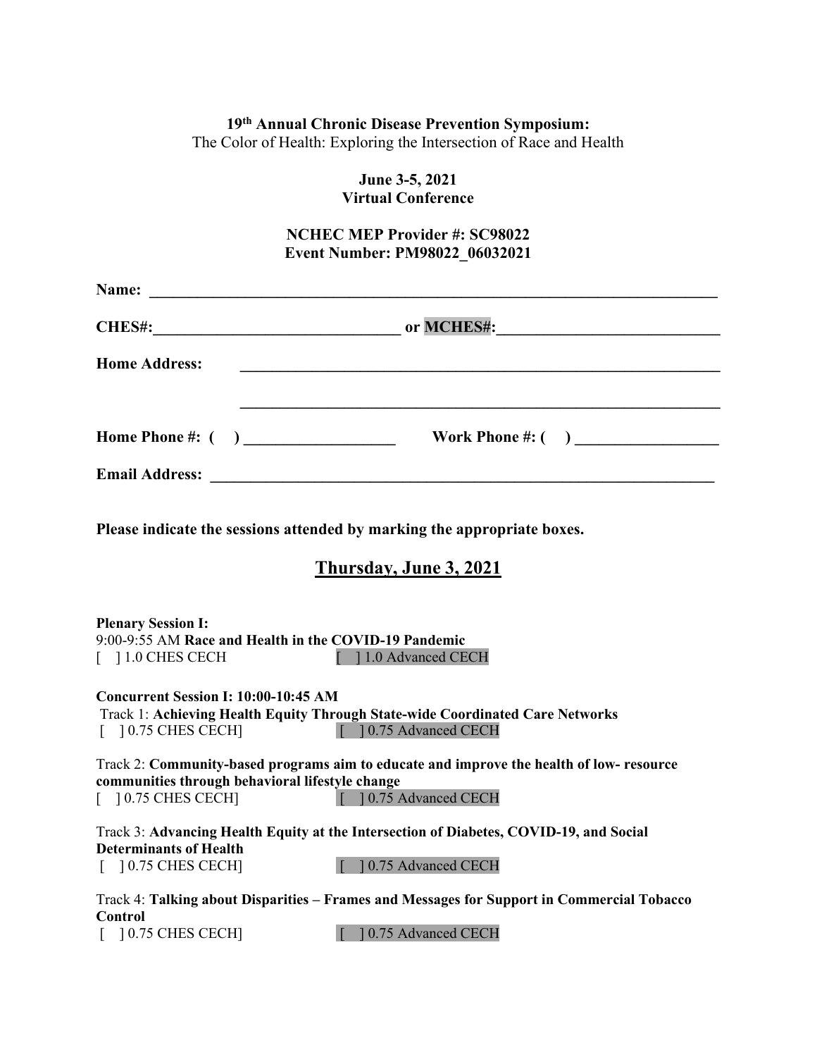**19th Annual Chronic Disease Prevention Symposium:**
The Color of Health: Exploring the Intersection of Race and Health

**June 3-5, 2021**
**Virtual Conference**

**NCHEC MEP Provider #: SC98022**
**Event Number: PM98022_06032021**

**Name:** ______________________________________________________________________

**CHES#:**_____________________________ or **MCHES#:**___________________________

**Home Address:** ________________________________________________________________

________________________________________________________________

**Home Phone #: (   )** __________________  **Work Phone #: (   )** _________________

**Email Address:** ________________________________________________________________

**Please indicate the sessions attended by marking the appropriate boxes.**

## Thursday, June 3, 2021

**Plenary Session I:**
9:00-9:55 AM **Race and Health in the COVID-19 Pandemic**
[ ] 1.0 CHES CECH  [ ] 1.0 Advanced CECH

**Concurrent Session I: 10:00-10:45 AM**
Track 1: **Achieving Health Equity Through State-wide Coordinated Care Networks**
[ ] 0.75 CHES CECH]  [ ] 0.75 Advanced CECH

Track 2: **Community-based programs aim to educate and improve the health of low- resource communities through behavioral lifestyle change**
[ ] 0.75 CHES CECH]  [ ] 0.75 Advanced CECH

Track 3: **Advancing Health Equity at the Intersection of Diabetes, COVID-19, and Social Determinants of Health**
[ ] 0.75 CHES CECH]  [ ] 0.75 Advanced CECH

Track 4: **Talking about Disparities – Frames and Messages for Support in Commercial Tobacco Control**
[ ] 0.75 CHES CECH]  [ ] 0.75 Advanced CECH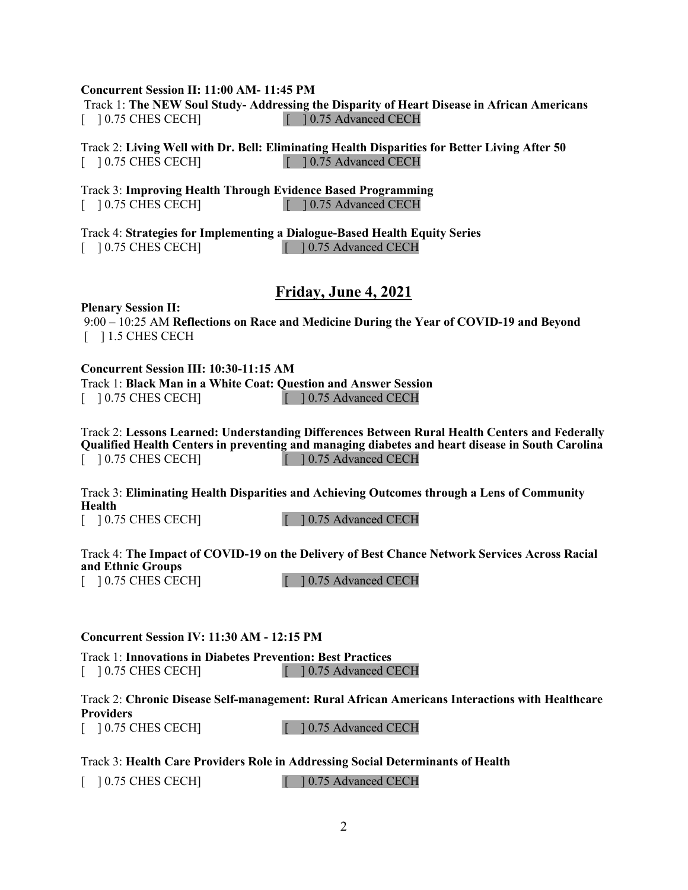**Concurrent Session II: 11:00 AM- 11:45 PM**

Track 1: **The NEW Soul Study- Addressing the Disparity of Heart Disease in African Americans**

[ ] 0.75 CHES CECH] [ ] 0.75 Advanced CECH

Track 2: **Living Well with Dr. Bell: Eliminating Health Disparities for Better Living After 50**

[ ] 0.75 CHES CECH] [ ] 0.75 Advanced CECH

Track 3: **Improving Health Through Evidence Based Programming**

[ ] 0.75 CHES CECH] [ ] 0.75 Advanced CECH

Track 4: **Strategies for Implementing a Dialogue-Based Health Equity Series**

[ ] 0.75 CHES CECH] [ ] 0.75 Advanced CECH

## Friday, June 4, 2021

**Plenary Session II:**

9:00 – 10:25 AM **Reflections on Race and Medicine During the Year of COVID-19 and Beyond**

[ ] 1.5 CHES CECH

**Concurrent Session III: 10:30-11:15 AM**

Track 1: **Black Man in a White Coat: Question and Answer Session**

[ ] 0.75 CHES CECH] [ ] 0.75 Advanced CECH

Track 2: **Lessons Learned: Understanding Differences Between Rural Health Centers and Federally Qualified Health Centers in preventing and managing diabetes and heart disease in South Carolina**

[ ] 0.75 CHES CECH] [ ] 0.75 Advanced CECH

Track 3: **Eliminating Health Disparities and Achieving Outcomes through a Lens of Community Health**

[ ] 0.75 CHES CECH] [ ] 0.75 Advanced CECH

Track 4: **The Impact of COVID-19 on the Delivery of Best Chance Network Services Across Racial and Ethnic Groups**

[ ] 0.75 CHES CECH] [ ] 0.75 Advanced CECH

**Concurrent Session IV: 11:30 AM - 12:15 PM**

Track 1: **Innovations in Diabetes Prevention: Best Practices**

[ ] 0.75 CHES CECH] [ ] 0.75 Advanced CECH

Track 2: **Chronic Disease Self-management: Rural African Americans Interactions with Healthcare Providers**

[ ] 0.75 CHES CECH] [ ] 0.75 Advanced CECH

Track 3: **Health Care Providers Role in Addressing Social Determinants of Health**

[ ] 0.75 CHES CECH] [ ] 0.75 Advanced CECH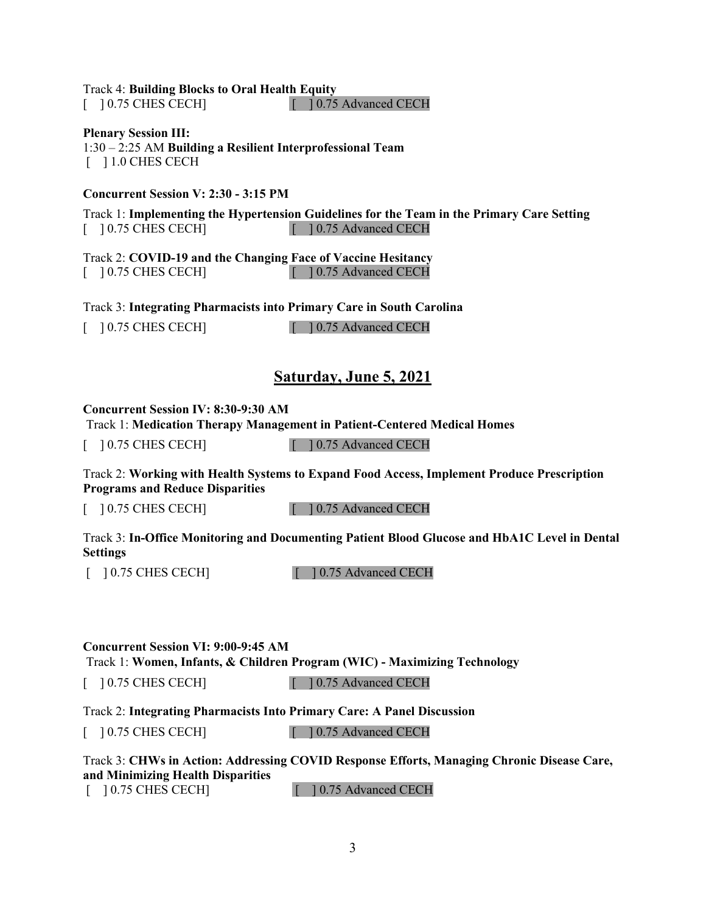Track 4: **Building Blocks to Oral Health Equity**
[ ] 0.75 CHES CECH] [ ] 0.75 Advanced CECH

**Plenary Session III:**
1:30 – 2:25 AM **Building a Resilient Interprofessional Team**
[ ] 1.0 CHES CECH

**Concurrent Session V: 2:30 - 3:15 PM**

Track 1: **Implementing the Hypertension Guidelines for the Team in the Primary Care Setting**
[ ] 0.75 CHES CECH] [ ] 0.75 Advanced CECH

Track 2: **COVID-19 and the Changing Face of Vaccine Hesitancy**
[ ] 0.75 CHES CECH] [ ] 0.75 Advanced CECH

Track 3: **Integrating Pharmacists into Primary Care in South Carolina**

[ ] 0.75 CHES CECH] [ ] 0.75 Advanced CECH

## Saturday, June 5, 2021

**Concurrent Session IV: 8:30-9:30 AM**
Track 1: **Medication Therapy Management in Patient-Centered Medical Homes**

[ ] 0.75 CHES CECH] [ ] 0.75 Advanced CECH

Track 2: **Working with Health Systems to Expand Food Access, Implement Produce Prescription Programs and Reduce Disparities**

[ ] 0.75 CHES CECH] [ ] 0.75 Advanced CECH

Track 3: **In-Office Monitoring and Documenting Patient Blood Glucose and HbA1C Level in Dental Settings**

[ ] 0.75 CHES CECH] [ ] 0.75 Advanced CECH

**Concurrent Session VI: 9:00-9:45 AM**
Track 1: **Women, Infants, & Children Program (WIC) - Maximizing Technology**

[ ] 0.75 CHES CECH] [ ] 0.75 Advanced CECH

Track 2: **Integrating Pharmacists Into Primary Care: A Panel Discussion**

[ ] 0.75 CHES CECH] [ ] 0.75 Advanced CECH

Track 3: **CHWs in Action: Addressing COVID Response Efforts, Managing Chronic Disease Care, and Minimizing Health Disparities**
[ ] 0.75 CHES CECH] [ ] 0.75 Advanced CECH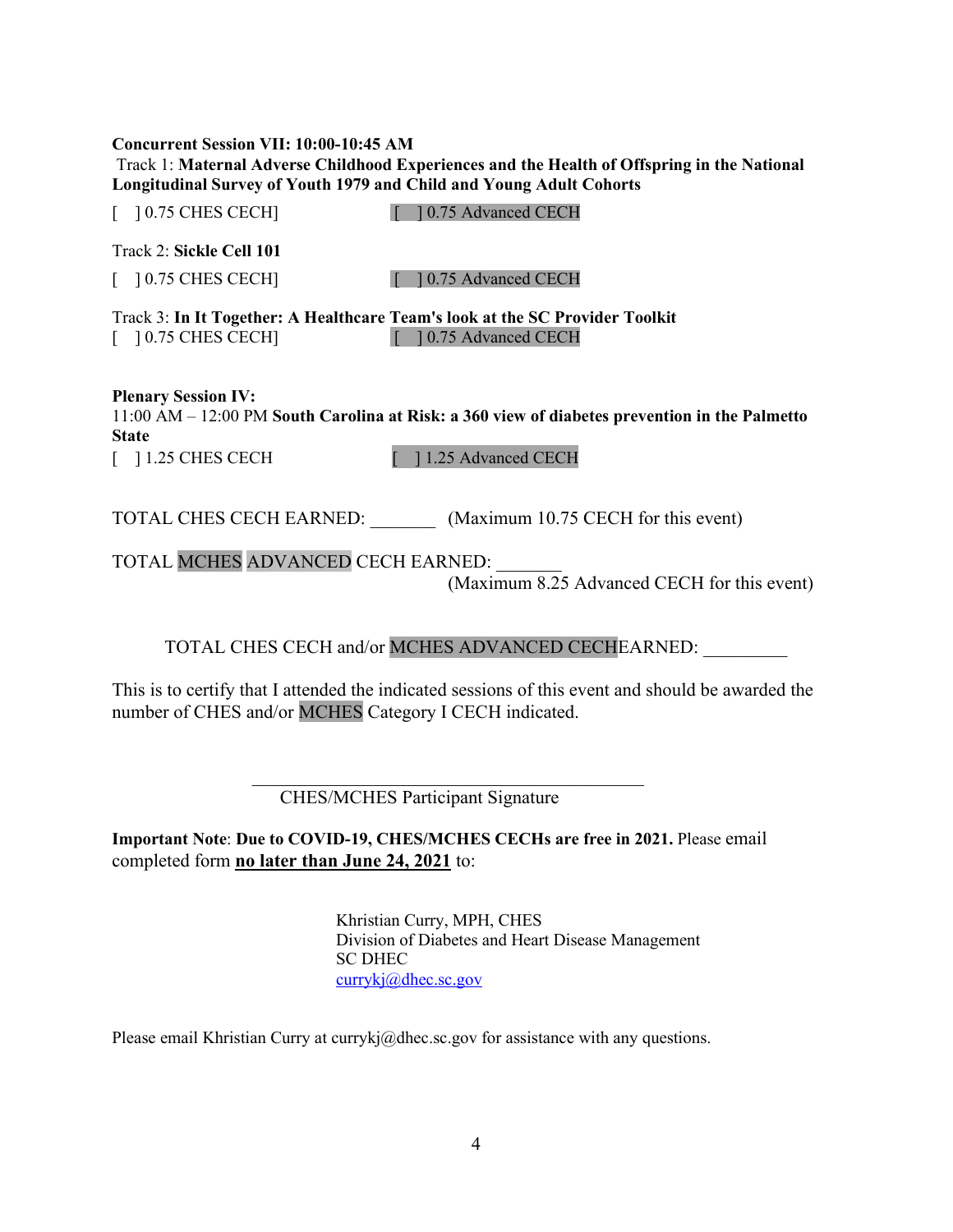**Concurrent Session VII: 10:00-10:45 AM**

Track 1: **Maternal Adverse Childhood Experiences and the Health of Offspring in the National Longitudinal Survey of Youth 1979 and Child and Young Adult Cohorts**

[ ] 0.75 CHES CECH] [ ] 0.75 Advanced CECH

Track 2: **Sickle Cell 101**

[ ] 0.75 CHES CECH] [ ] 0.75 Advanced CECH

Track 3: **In It Together: A Healthcare Team's look at the SC Provider Toolkit**

[ ] 0.75 CHES CECH] [ ] 0.75 Advanced CECH

**Plenary Session IV:**

11:00 AM – 12:00 PM **South Carolina at Risk: a 360 view of diabetes prevention in the Palmetto State**

[ ] 1.25 CHES CECH [ ] 1.25 Advanced CECH

TOTAL CHES CECH EARNED: _______ (Maximum 10.75 CECH for this event)

TOTAL MCHES ADVANCED CECH EARNED: _______
(Maximum 8.25 Advanced CECH for this event)

TOTAL CHES CECH and/or MCHES ADVANCED CECHEARNED: _________

This is to certify that I attended the indicated sessions of this event and should be awarded the number of CHES and/or MCHES Category I CECH indicated.

_________________________________________

CHES/MCHES Participant Signature

**Important Note**: **Due to COVID-19, CHES/MCHES CECHs are free in 2021.** Please email completed form **no later than June 24, 2021** to:

Khristian Curry, MPH, CHES
Division of Diabetes and Heart Disease Management
SC DHEC
currykj@dhec.sc.gov

Please email Khristian Curry at currykj@dhec.sc.gov for assistance with any questions.